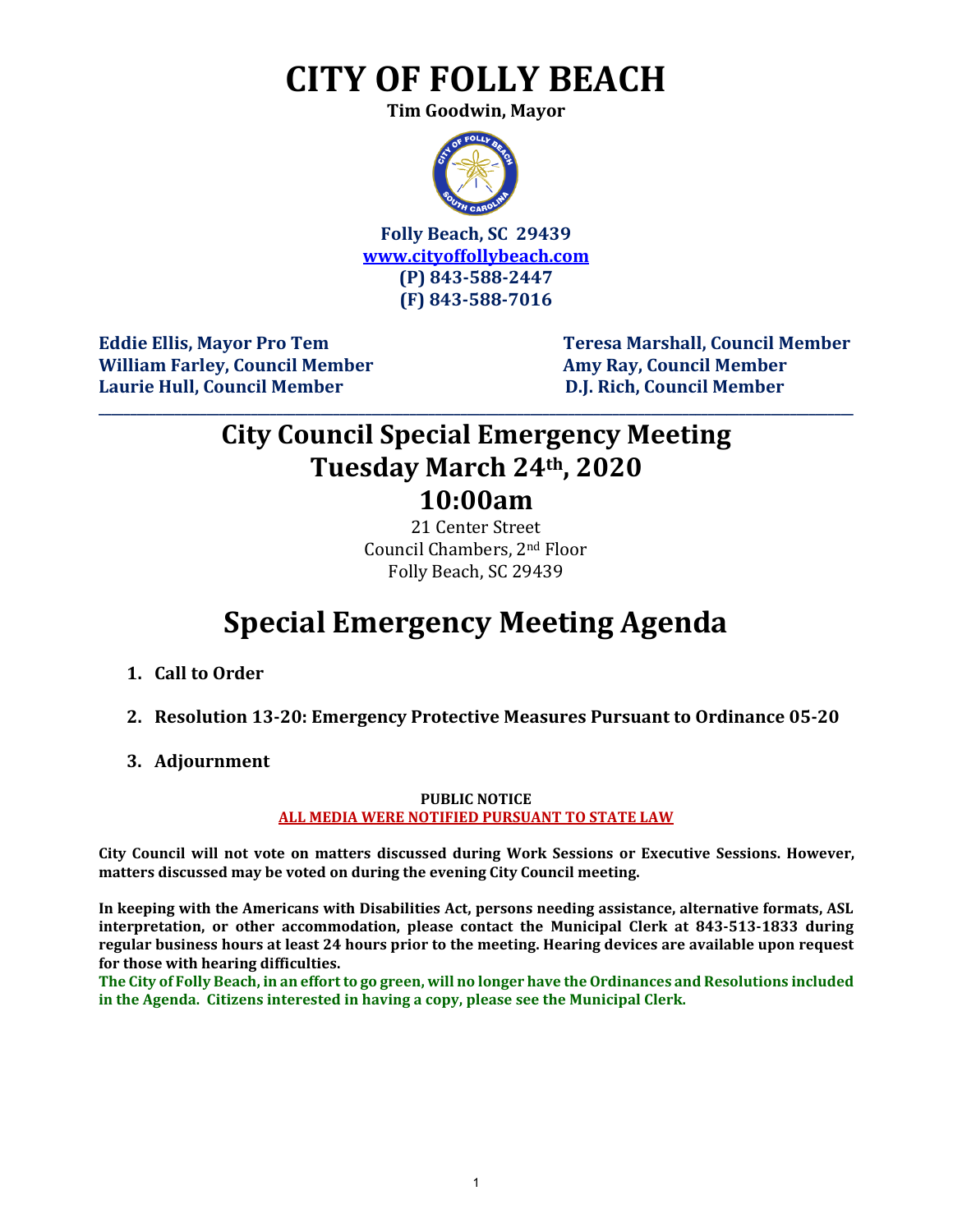# CITY OF FOLLY BEACH

**Tim Goodwin, Mayor**

**Folly Beach, SC 29439**
**www.cityoffollybeach.com**
**(P) 843-588-2447**
**(F) 843-588-7016**

**Eddie Ellis, Mayor Pro Tem**
**William Farley, Council Member**
**Laurie Hull, Council Member**
**Teresa Marshall, Council Member**
**Amy Ray, Council Member**
**D.J. Rich, Council Member**

---

## City Council Special Emergency Meeting
## Tuesday March 24th, 2020
## 10:00am

21 Center Street
Council Chambers, 2nd Floor
Folly Beach, SC 29439

# Special Emergency Meeting Agenda

1. **Call to Order**
2. **Resolution 13-20: Emergency Protective Measures Pursuant to Ordinance 05-20**
3. **Adjournment**

**PUBLIC NOTICE**
**ALL MEDIA WERE NOTIFIED PURSUANT TO STATE LAW**

**City Council will not vote on matters discussed during Work Sessions or Executive Sessions. However, matters discussed may be voted on during the evening City Council meeting.**

**In keeping with the Americans with Disabilities Act, persons needing assistance, alternative formats, ASL interpretation, or other accommodation, please contact the Municipal Clerk at 843-513-1833 during regular business hours at least 24 hours prior to the meeting. Hearing devices are available upon request for those with hearing difficulties.**

**The City of Folly Beach, in an effort to go green, will no longer have the Ordinances and Resolutions included in the Agenda. Citizens interested in having a copy, please see the Municipal Clerk.**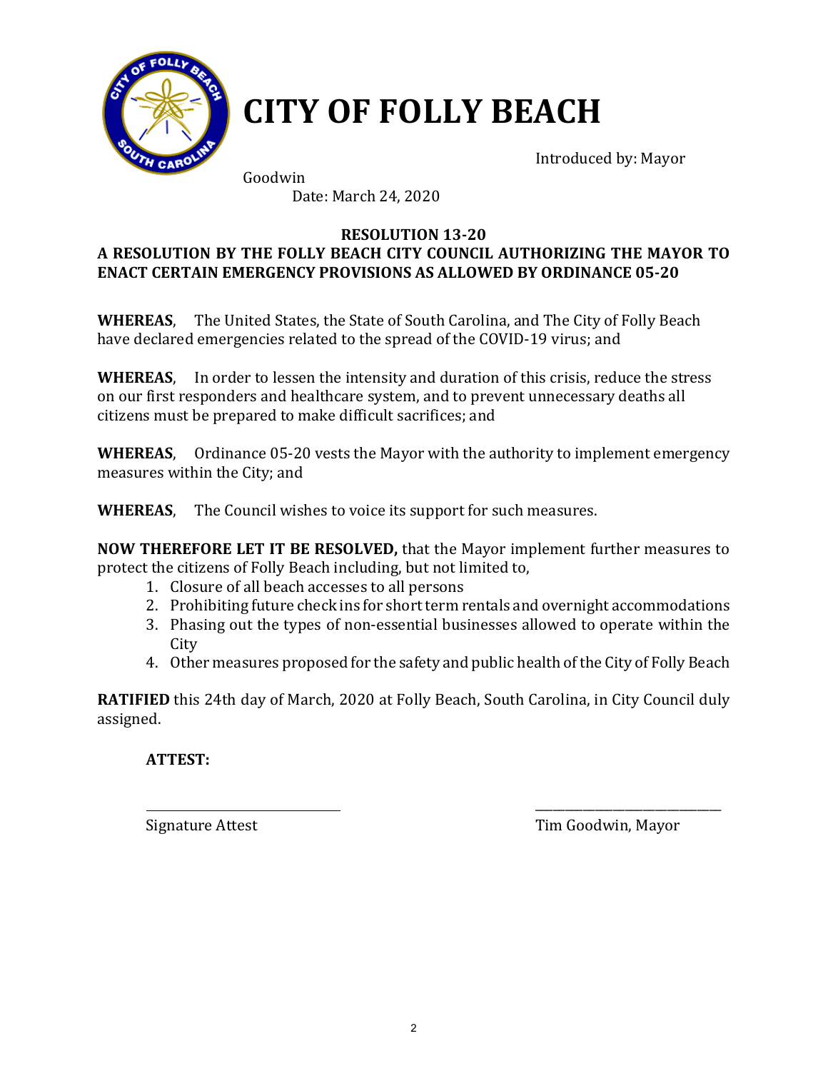# CITY OF FOLLY BEACH

Introduced by: Mayor Goodwin

Date: March 24, 2020

**RESOLUTION 13-20**

**A RESOLUTION BY THE FOLLY BEACH CITY COUNCIL AUTHORIZING THE MAYOR TO ENACT CERTAIN EMERGENCY PROVISIONS AS ALLOWED BY ORDINANCE 05-20**

**WHEREAS**, The United States, the State of South Carolina, and The City of Folly Beach have declared emergencies related to the spread of the COVID-19 virus; and

**WHEREAS**, In order to lessen the intensity and duration of this crisis, reduce the stress on our first responders and healthcare system, and to prevent unnecessary deaths all citizens must be prepared to make difficult sacrifices; and

**WHEREAS**, Ordinance 05-20 vests the Mayor with the authority to implement emergency measures within the City; and

**WHEREAS**, The Council wishes to voice its support for such measures.

**NOW THEREFORE LET IT BE RESOLVED,** that the Mayor implement further measures to protect the citizens of Folly Beach including, but not limited to,

1. Closure of all beach accesses to all persons
2. Prohibiting future check ins for short term rentals and overnight accommodations
3. Phasing out the types of non-essential businesses allowed to operate within the City
4. Other measures proposed for the safety and public health of the City of Folly Beach

**RATIFIED** this 24th day of March, 2020 at Folly Beach, South Carolina, in City Council duly assigned.

**ATTEST:**

\_\_\_\_\_\_\_\_\_\_\_\_\_\_\_\_\_\_\_\_\_\_\_\_\_\_\_\_\_\_ \_\_\_\_\_\_\_\_\_\_\_\_\_\_\_\_\_\_\_\_\_\_\_\_\_\_\_\_\_\_

Signature Attest Tim Goodwin, Mayor